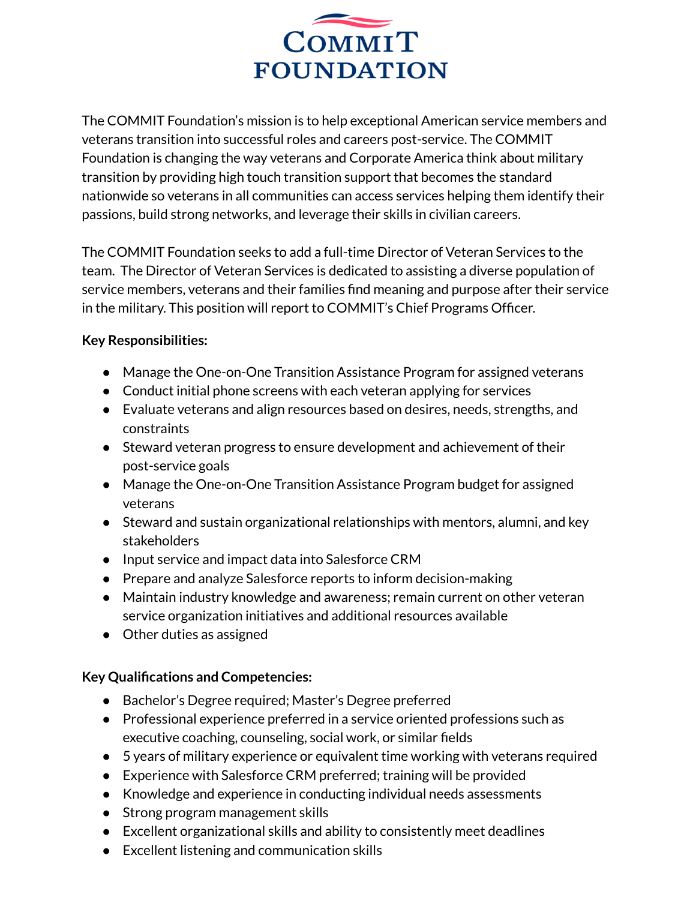# COMMIT FOUNDATION

The COMMIT Foundation's mission is to help exceptional American service members and veterans transition into successful roles and careers post-service. The COMMIT Foundation is changing the way veterans and Corporate America think about military transition by providing high touch transition support that becomes the standard nationwide so veterans in all communities can access services helping them identify their passions, build strong networks, and leverage their skills in civilian careers.

The COMMIT Foundation seeks to add a full-time Director of Veteran Services to the team. The Director of Veteran Services is dedicated to assisting a diverse population of service members, veterans and their families find meaning and purpose after their service in the military. This position will report to COMMIT's Chief Programs Officer.

**Key Responsibilities:**

- Manage the One-on-One Transition Assistance Program for assigned veterans
- Conduct initial phone screens with each veteran applying for services
- Evaluate veterans and align resources based on desires, needs, strengths, and constraints
- Steward veteran progress to ensure development and achievement of their post-service goals
- Manage the One-on-One Transition Assistance Program budget for assigned veterans
- Steward and sustain organizational relationships with mentors, alumni, and key stakeholders
- Input service and impact data into Salesforce CRM
- Prepare and analyze Salesforce reports to inform decision-making
- Maintain industry knowledge and awareness; remain current on other veteran service organization initiatives and additional resources available
- Other duties as assigned

**Key Qualifications and Competencies:**

- Bachelor's Degree required; Master's Degree preferred
- Professional experience preferred in a service oriented professions such as executive coaching, counseling, social work, or similar fields
- 5 years of military experience or equivalent time working with veterans required
- Experience with Salesforce CRM preferred; training will be provided
- Knowledge and experience in conducting individual needs assessments
- Strong program management skills
- Excellent organizational skills and ability to consistently meet deadlines
- Excellent listening and communication skills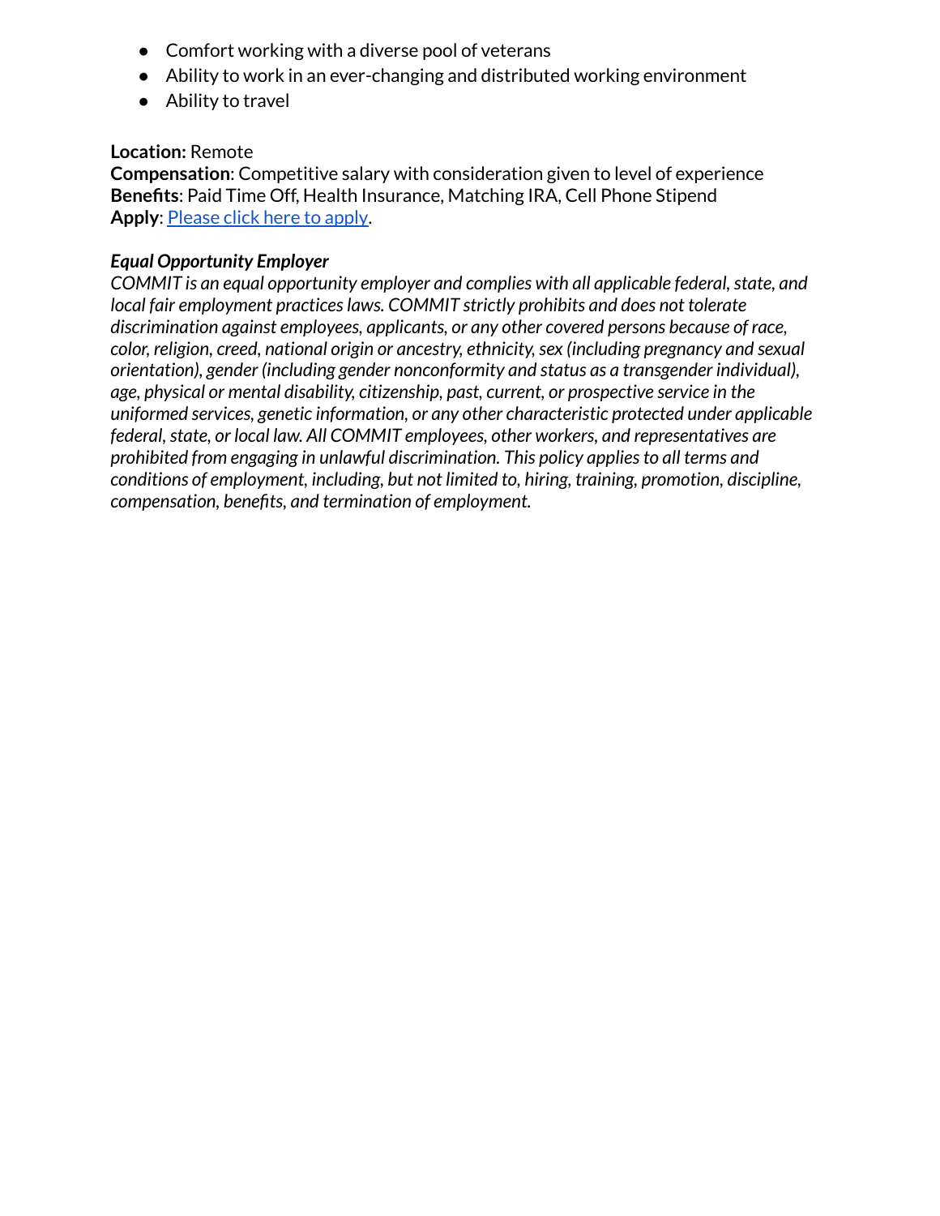- Comfort working with a diverse pool of veterans
- Ability to work in an ever-changing and distributed working environment
- Ability to travel

**Location:** Remote
**Compensation**: Competitive salary with consideration given to level of experience
**Benefits**: Paid Time Off, Health Insurance, Matching IRA, Cell Phone Stipend
**Apply**: Please click here to apply.

***Equal Opportunity Employer***
*COMMIT is an equal opportunity employer and complies with all applicable federal, state, and local fair employment practices laws. COMMIT strictly prohibits and does not tolerate discrimination against employees, applicants, or any other covered persons because of race, color, religion, creed, national origin or ancestry, ethnicity, sex (including pregnancy and sexual orientation), gender (including gender nonconformity and status as a transgender individual), age, physical or mental disability, citizenship, past, current, or prospective service in the uniformed services, genetic information, or any other characteristic protected under applicable federal, state, or local law. All COMMIT employees, other workers, and representatives are prohibited from engaging in unlawful discrimination. This policy applies to all terms and conditions of employment, including, but not limited to, hiring, training, promotion, discipline, compensation, benefits, and termination of employment.*